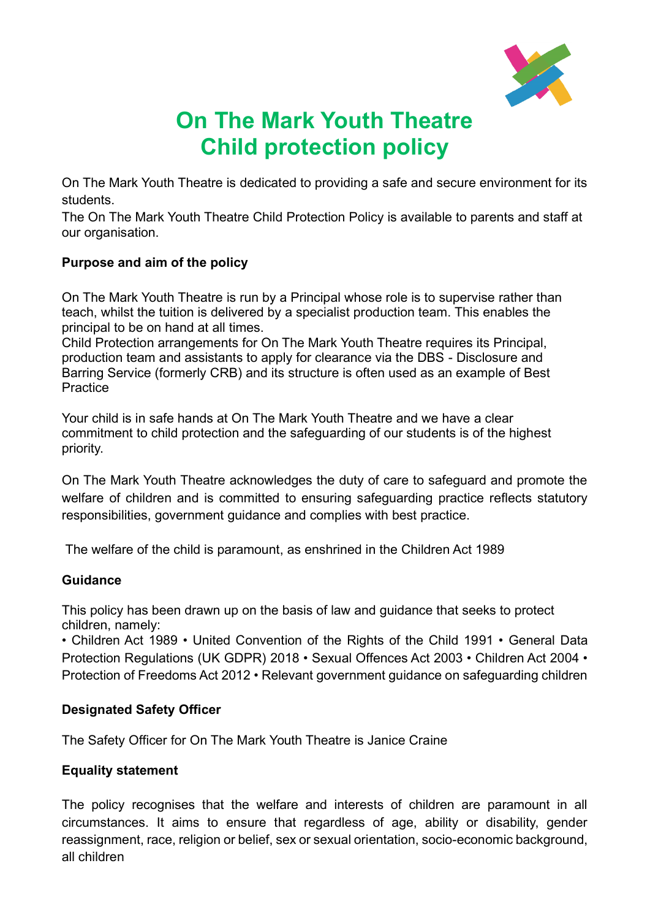# On The Mark Youth Theatre
# Child protection policy

On The Mark Youth Theatre is dedicated to providing a safe and secure environment for its students.
The On The Mark Youth Theatre Child Protection Policy is available to parents and staff at our organisation.

**Purpose and aim of the policy**

On The Mark Youth Theatre is run by a Principal whose role is to supervise rather than teach, whilst the tuition is delivered by a specialist production team. This enables the principal to be on hand at all times.
Child Protection arrangements for On The Mark Youth Theatre requires its Principal, production team and assistants to apply for clearance via the DBS - Disclosure and Barring Service (formerly CRB) and its structure is often used as an example of Best Practice

Your child is in safe hands at On The Mark Youth Theatre and we have a clear commitment to child protection and the safeguarding of our students is of the highest priority.

On The Mark Youth Theatre acknowledges the duty of care to safeguard and promote the welfare of children and is committed to ensuring safeguarding practice reflects statutory responsibilities, government guidance and complies with best practice.

The welfare of the child is paramount, as enshrined in the Children Act 1989

**Guidance**

This policy has been drawn up on the basis of law and guidance that seeks to protect children, namely:
• Children Act 1989 • United Convention of the Rights of the Child 1991 • General Data Protection Regulations (UK GDPR) 2018 • Sexual Offences Act 2003 • Children Act 2004 • Protection of Freedoms Act 2012 • Relevant government guidance on safeguarding children

**Designated Safety Officer**

The Safety Officer for On The Mark Youth Theatre is Janice Craine

**Equality statement**

The policy recognises that the welfare and interests of children are paramount in all circumstances. It aims to ensure that regardless of age, ability or disability, gender reassignment, race, religion or belief, sex or sexual orientation, socio-economic background, all children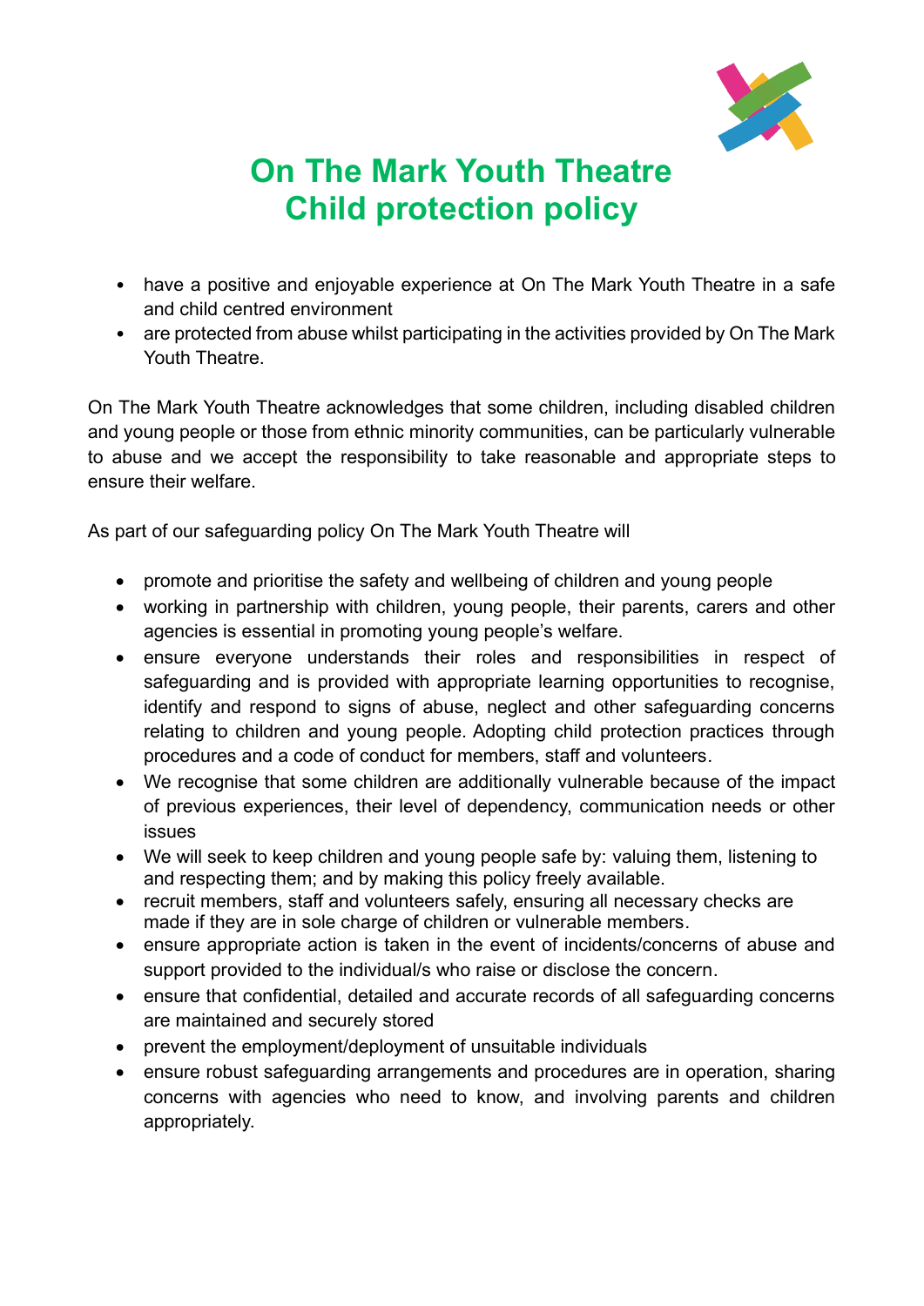# On The Mark Youth Theatre
# Child protection policy

- have a positive and enjoyable experience at On The Mark Youth Theatre in a safe and child centred environment
- are protected from abuse whilst participating in the activities provided by On The Mark Youth Theatre.

On The Mark Youth Theatre acknowledges that some children, including disabled children and young people or those from ethnic minority communities, can be particularly vulnerable to abuse and we accept the responsibility to take reasonable and appropriate steps to ensure their welfare.

As part of our safeguarding policy On The Mark Youth Theatre will

- promote and prioritise the safety and wellbeing of children and young people
- working in partnership with children, young people, their parents, carers and other agencies is essential in promoting young people's welfare.
- ensure everyone understands their roles and responsibilities in respect of safeguarding and is provided with appropriate learning opportunities to recognise, identify and respond to signs of abuse, neglect and other safeguarding concerns relating to children and young people. Adopting child protection practices through procedures and a code of conduct for members, staff and volunteers.
- We recognise that some children are additionally vulnerable because of the impact of previous experiences, their level of dependency, communication needs or other issues
- We will seek to keep children and young people safe by: valuing them, listening to and respecting them; and by making this policy freely available.
- recruit members, staff and volunteers safely, ensuring all necessary checks are made if they are in sole charge of children or vulnerable members.
- ensure appropriate action is taken in the event of incidents/concerns of abuse and support provided to the individual/s who raise or disclose the concern.
- ensure that confidential, detailed and accurate records of all safeguarding concerns are maintained and securely stored
- prevent the employment/deployment of unsuitable individuals
- ensure robust safeguarding arrangements and procedures are in operation, sharing concerns with agencies who need to know, and involving parents and children appropriately.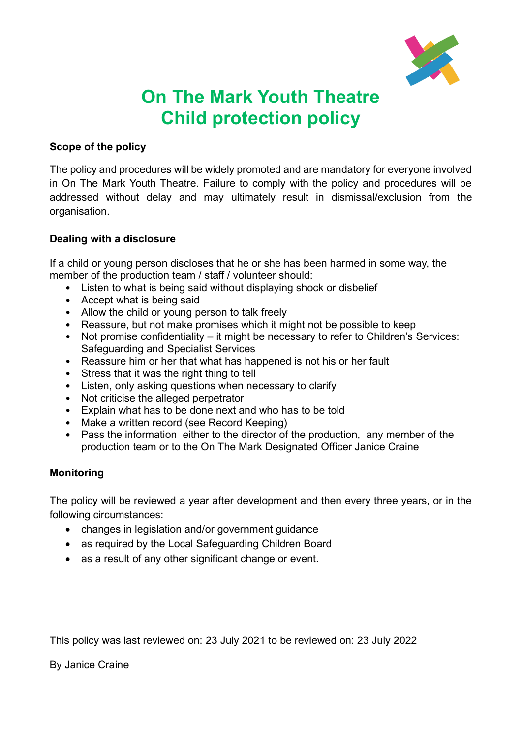# On The Mark Youth Theatre
# Child protection policy

**Scope of the policy**

The policy and procedures will be widely promoted and are mandatory for everyone involved in On The Mark Youth Theatre. Failure to comply with the policy and procedures will be addressed without delay and may ultimately result in dismissal/exclusion from the organisation.

**Dealing with a disclosure**

If a child or young person discloses that he or she has been harmed in some way, the member of the production team / staff / volunteer should:

- Listen to what is being said without displaying shock or disbelief
- Accept what is being said
- Allow the child or young person to talk freely
- Reassure, but not make promises which it might not be possible to keep
- Not promise confidentiality – it might be necessary to refer to Children's Services: Safeguarding and Specialist Services
- Reassure him or her that what has happened is not his or her fault
- Stress that it was the right thing to tell
- Listen, only asking questions when necessary to clarify
- Not criticise the alleged perpetrator
- Explain what has to be done next and who has to be told
- Make a written record (see Record Keeping)
- Pass the information either to the director of the production, any member of the production team or to the On The Mark Designated Officer Janice Craine

**Monitoring**

The policy will be reviewed a year after development and then every three years, or in the following circumstances:

- changes in legislation and/or government guidance
- as required by the Local Safeguarding Children Board
- as a result of any other significant change or event.

This policy was last reviewed on: 23 July 2021 to be reviewed on: 23 July 2022

By Janice Craine